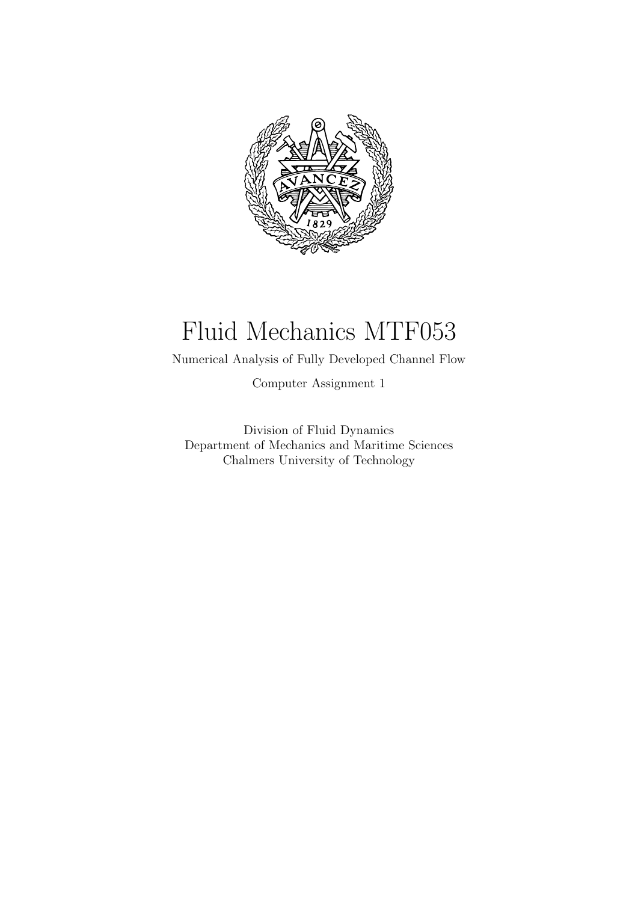# Fluid Mechanics MTF053

Numerical Analysis of Fully Developed Channel Flow

Computer Assignment 1

Division of Fluid Dynamics
Department of Mechanics and Maritime Sciences
Chalmers University of Technology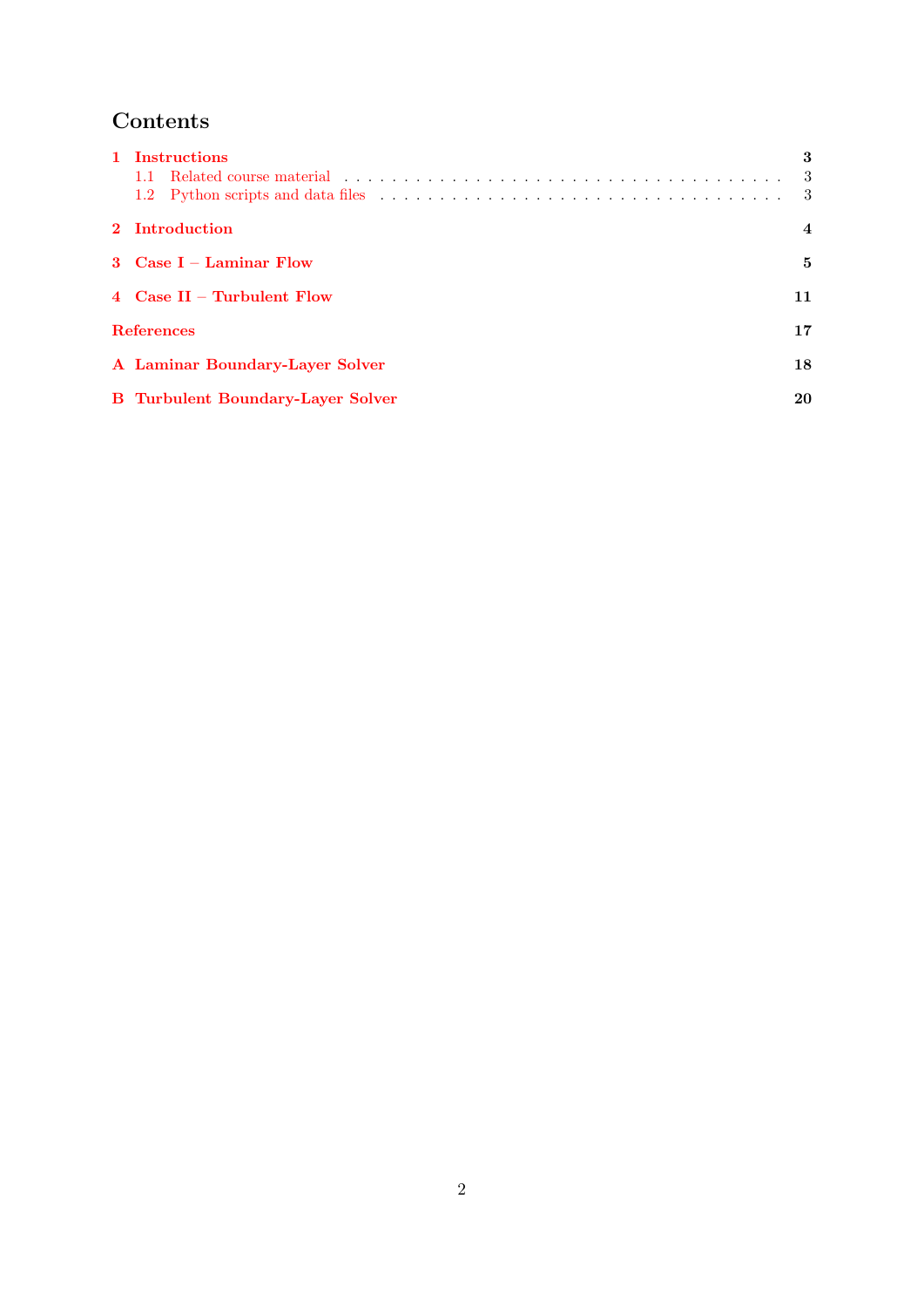# Contents

**1 Instructions** — **3**
- 1.1 Related course material — 3
- 1.2 Python scripts and data files — 3

**2 Introduction** — **4**

**3 Case I – Laminar Flow** — **5**

**4 Case II – Turbulent Flow** — **11**

**References** — **17**

**A Laminar Boundary-Layer Solver** — **18**

**B Turbulent Boundary-Layer Solver** — **20**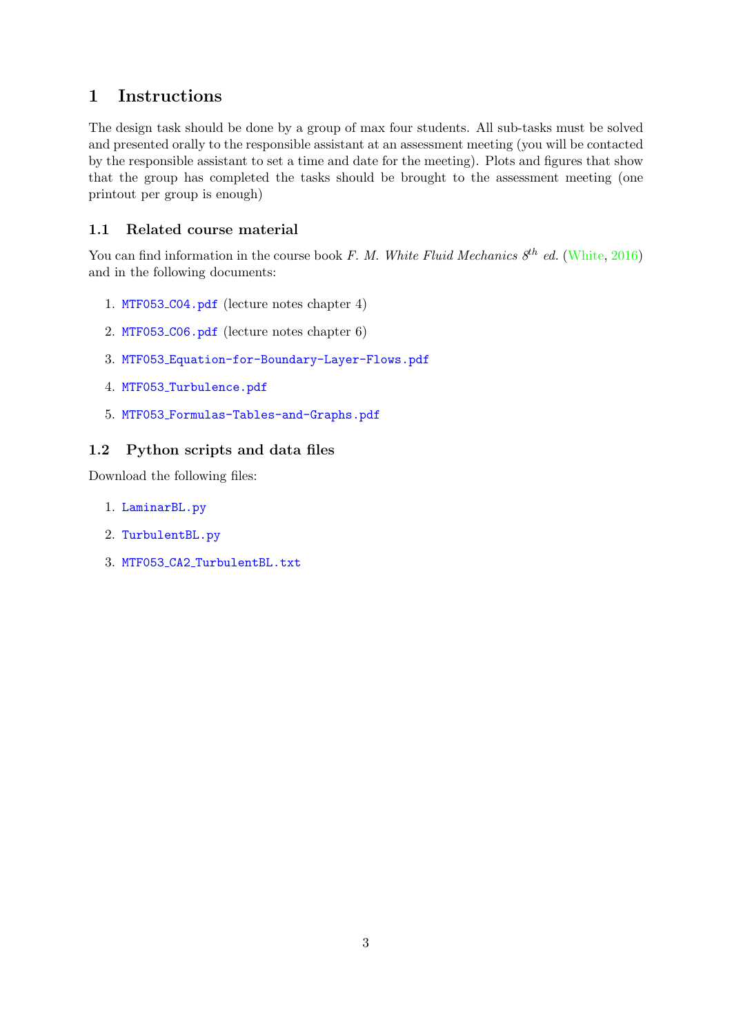# 1 Instructions

The design task should be done by a group of max four students. All sub-tasks must be solved and presented orally to the responsible assistant at an assessment meeting (you will be contacted by the responsible assistant to set a time and date for the meeting). Plots and figures that show that the group has completed the tasks should be brought to the assessment meeting (one printout per group is enough)

## 1.1 Related course material

You can find information in the course book *F. M. White Fluid Mechanics 8th ed.* (White, 2016) and in the following documents:

1. `MTF053_C04.pdf` (lecture notes chapter 4)
2. `MTF053_C06.pdf` (lecture notes chapter 6)
3. `MTF053_Equation-for-Boundary-Layer-Flows.pdf`
4. `MTF053_Turbulence.pdf`
5. `MTF053_Formulas-Tables-and-Graphs.pdf`

## 1.2 Python scripts and data files

Download the following files:

1. `LaminarBL.py`
2. `TurbulentBL.py`
3. `MTF053_CA2_TurbulentBL.txt`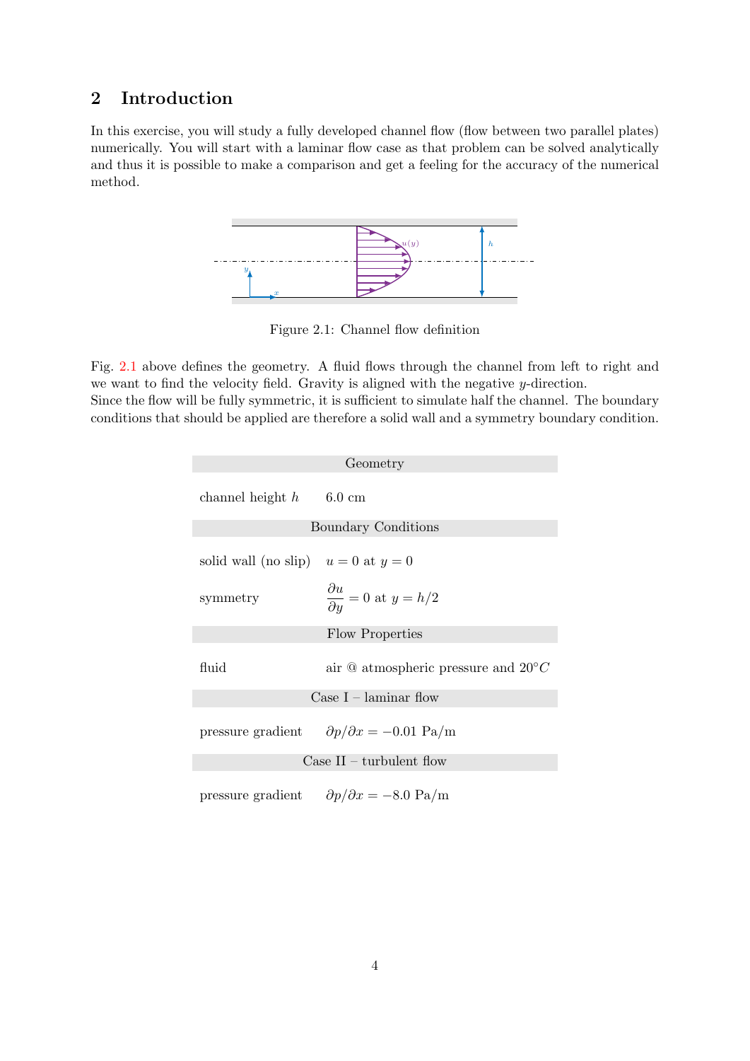## 2 Introduction

In this exercise, you will study a fully developed channel flow (flow between two parallel plates) numerically. You will start with a laminar flow case as that problem can be solved analytically and thus it is possible to make a comparison and get a feeling for the accuracy of the numerical method.

Figure 2.1: Channel flow definition

Fig. 2.1 above defines the geometry. A fluid flows through the channel from left to right and we want to find the velocity field. Gravity is aligned with the negative $y$-direction.
Since the flow will be fully symmetric, it is sufficient to simulate half the channel. The boundary conditions that should be applied are therefore a solid wall and a symmetry boundary condition.

| Geometry | |
|---|---|
| channel height $h$ | 6.0 cm |
| **Boundary Conditions** | |
| solid wall (no slip) | $u = 0$ at $y = 0$ |
| symmetry | $\dfrac{\partial u}{\partial y} = 0$ at $y = h/2$ |
| **Flow Properties** | |
| fluid | air @ atmospheric pressure and 20°$C$ |
| **Case I – laminar flow** | |
| pressure gradient | $\partial p/\partial x = -0.01$ Pa/m |
| **Case II – turbulent flow** | |
| pressure gradient | $\partial p/\partial x = -8.0$ Pa/m |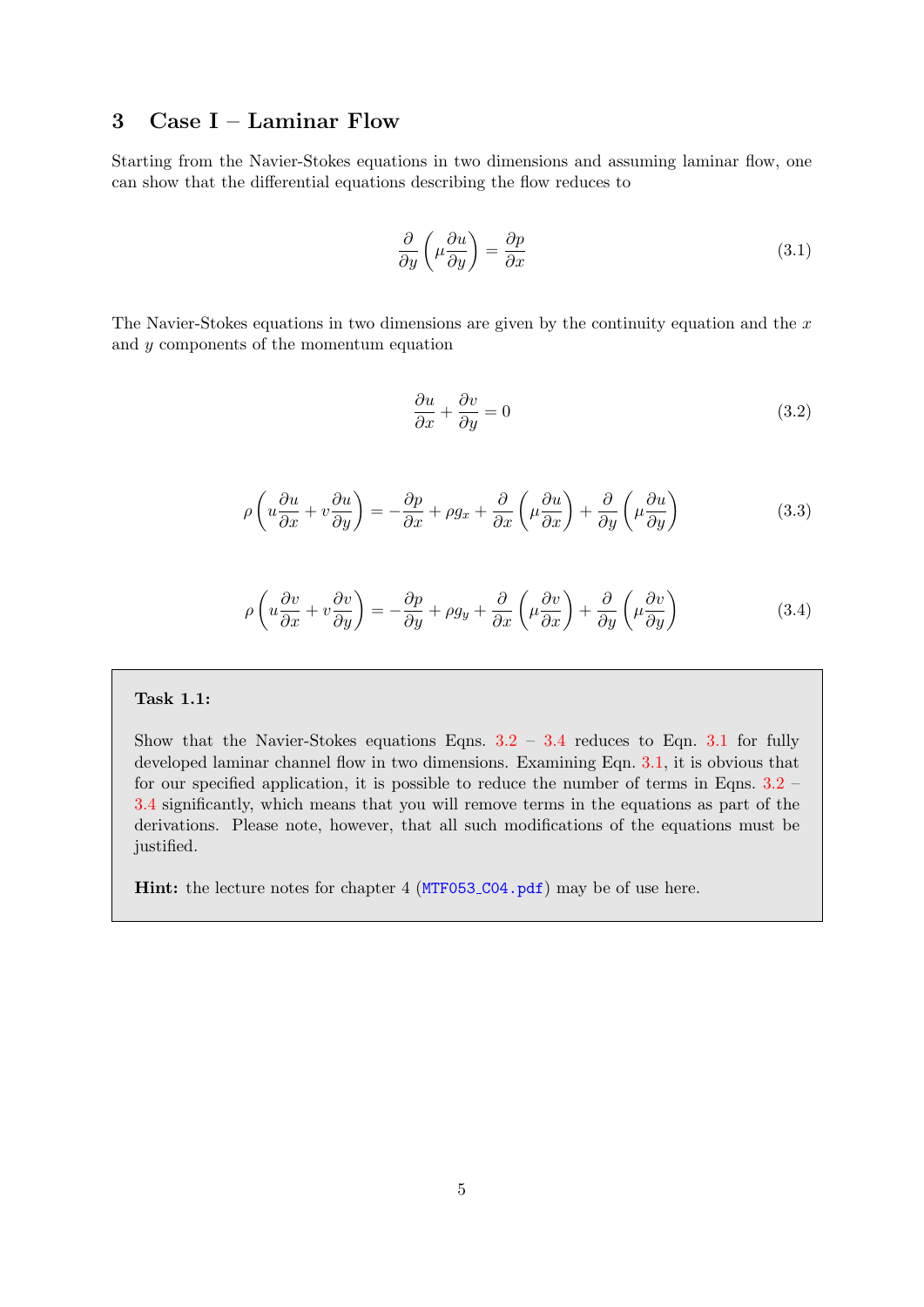## 3 Case I – Laminar Flow

Starting from the Navier-Stokes equations in two dimensions and assuming laminar flow, one can show that the differential equations describing the flow reduces to

$$\frac{\partial}{\partial y}\left(\mu \frac{\partial u}{\partial y}\right) = \frac{\partial p}{\partial x} \tag{3.1}$$

The Navier-Stokes equations in two dimensions are given by the continuity equation and the $x$ and $y$ components of the momentum equation

$$\frac{\partial u}{\partial x} + \frac{\partial v}{\partial y} = 0 \tag{3.2}$$

$$\rho\left(u\frac{\partial u}{\partial x} + v\frac{\partial u}{\partial y}\right) = -\frac{\partial p}{\partial x} + \rho g_x + \frac{\partial}{\partial x}\left(\mu\frac{\partial u}{\partial x}\right) + \frac{\partial}{\partial y}\left(\mu\frac{\partial u}{\partial y}\right) \tag{3.3}$$

$$\rho\left(u\frac{\partial v}{\partial x} + v\frac{\partial v}{\partial y}\right) = -\frac{\partial p}{\partial y} + \rho g_y + \frac{\partial}{\partial x}\left(\mu\frac{\partial v}{\partial x}\right) + \frac{\partial}{\partial y}\left(\mu\frac{\partial v}{\partial y}\right) \tag{3.4}$$

**Task 1.1:**

Show that the Navier-Stokes equations Eqns. 3.2 – 3.4 reduces to Eqn. 3.1 for fully developed laminar channel flow in two dimensions. Examining Eqn. 3.1, it is obvious that for our specified application, it is possible to reduce the number of terms in Eqns. 3.2 – 3.4 significantly, which means that you will remove terms in the equations as part of the derivations. Please note, however, that all such modifications of the equations must be justified.

**Hint:** the lecture notes for chapter 4 (`MTF053_C04.pdf`) may be of use here.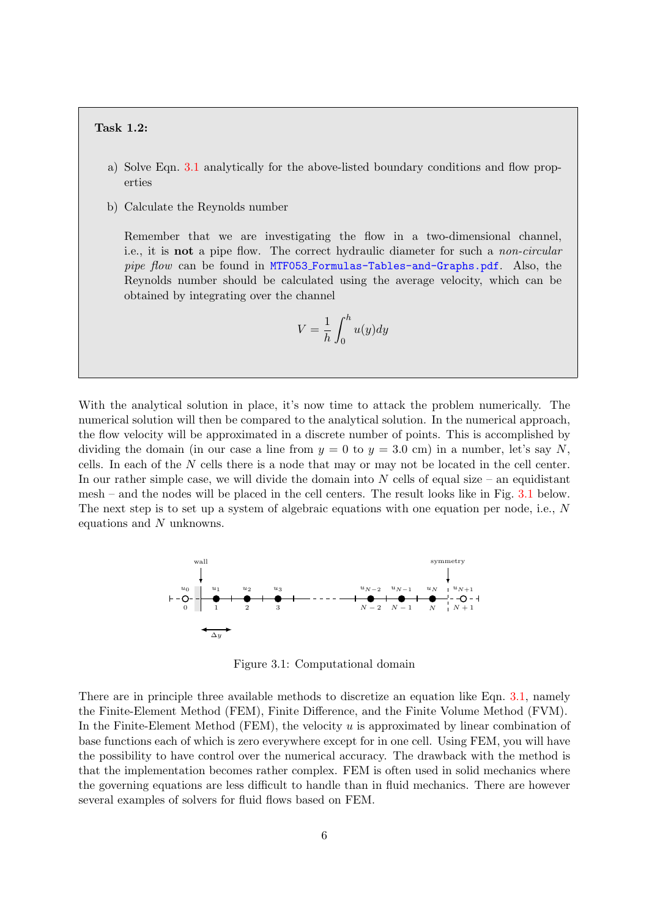**Task 1.2:**

a) Solve Eqn. 3.1 analytically for the above-listed boundary conditions and flow properties

b) Calculate the Reynolds number

Remember that we are investigating the flow in a two-dimensional channel, i.e., it is **not** a pipe flow. The correct hydraulic diameter for such a *non-circular pipe flow* can be found in `MTF053_Formulas-Tables-and-Graphs.pdf`. Also, the Reynolds number should be calculated using the average velocity, which can be obtained by integrating over the channel

$$V = \frac{1}{h}\int_0^h u(y)dy$$

With the analytical solution in place, it's now time to attack the problem numerically. The numerical solution will then be compared to the analytical solution. In the numerical approach, the flow velocity will be approximated in a discrete number of points. This is accomplished by dividing the domain (in our case a line from $y = 0$ to $y = 3.0$ cm) in a number, let's say $N$, cells. In each of the $N$ cells there is a node that may or may not be located in the cell center. In our rather simple case, we will divide the domain into $N$ cells of equal size – an equidistant mesh – and the nodes will be placed in the cell centers. The result looks like in Fig. 3.1 below. The next step is to set up a system of algebraic equations with one equation per node, i.e., $N$ equations and $N$ unknowns.

Figure 3.1: Computational domain

There are in principle three available methods to discretize an equation like Eqn. 3.1, namely the Finite-Element Method (FEM), Finite Difference, and the Finite Volume Method (FVM). In the Finite-Element Method (FEM), the velocity $u$ is approximated by linear combination of base functions each of which is zero everywhere except for in one cell. Using FEM, you will have the possibility to have control over the numerical accuracy. The drawback with the method is that the implementation becomes rather complex. FEM is often used in solid mechanics where the governing equations are less difficult to handle than in fluid mechanics. There are however several examples of solvers for fluid flows based on FEM.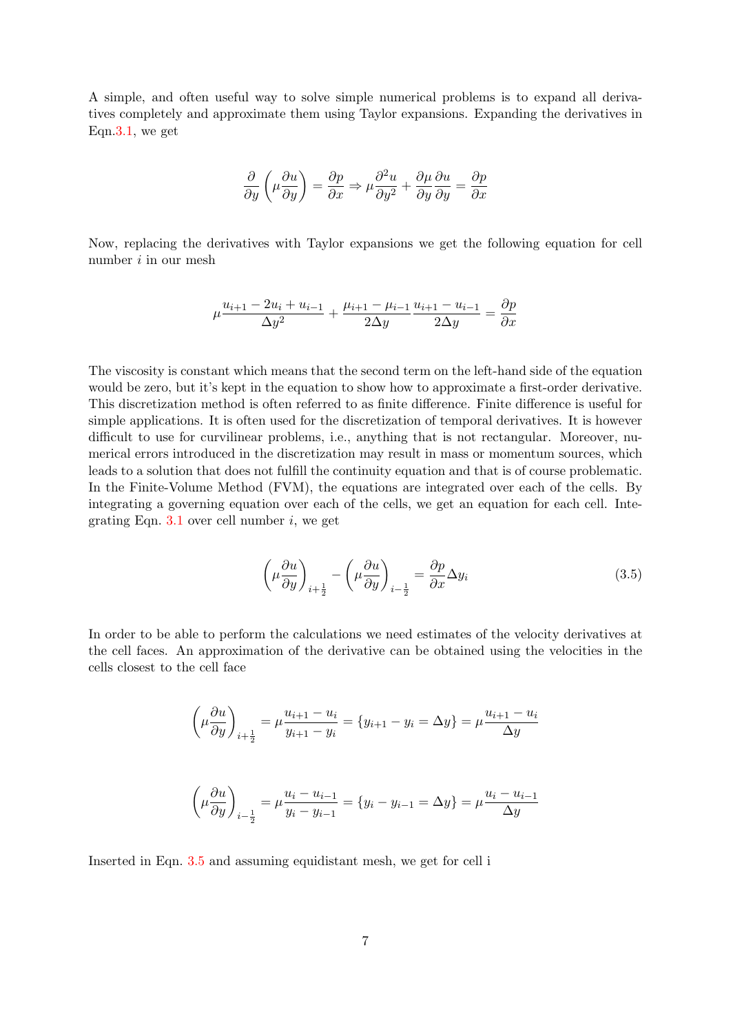A simple, and often useful way to solve simple numerical problems is to expand all derivatives completely and approximate them using Taylor expansions. Expanding the derivatives in Eqn.3.1, we get

$$\frac{\partial}{\partial y}\left(\mu\frac{\partial u}{\partial y}\right) = \frac{\partial p}{\partial x} \Rightarrow \mu\frac{\partial^2 u}{\partial y^2} + \frac{\partial \mu}{\partial y}\frac{\partial u}{\partial y} = \frac{\partial p}{\partial x}$$

Now, replacing the derivatives with Taylor expansions we get the following equation for cell number $i$ in our mesh

$$\mu\frac{u_{i+1} - 2u_i + u_{i-1}}{\Delta y^2} + \frac{\mu_{i+1} - \mu_{i-1}}{2\Delta y}\frac{u_{i+1} - u_{i-1}}{2\Delta y} = \frac{\partial p}{\partial x}$$

The viscosity is constant which means that the second term on the left-hand side of the equation would be zero, but it's kept in the equation to show how to approximate a first-order derivative. This discretization method is often referred to as finite difference. Finite difference is useful for simple applications. It is often used for the discretization of temporal derivatives. It is however difficult to use for curvilinear problems, i.e., anything that is not rectangular. Moreover, numerical errors introduced in the discretization may result in mass or momentum sources, which leads to a solution that does not fulfill the continuity equation and that is of course problematic. In the Finite-Volume Method (FVM), the equations are integrated over each of the cells. By integrating a governing equation over each of the cells, we get an equation for each cell. Integrating Eqn. 3.1 over cell number $i$, we get

$$\left(\mu\frac{\partial u}{\partial y}\right)_{i+\frac{1}{2}} - \left(\mu\frac{\partial u}{\partial y}\right)_{i-\frac{1}{2}} = \frac{\partial p}{\partial x}\Delta y_i \tag{3.5}$$

In order to be able to perform the calculations we need estimates of the velocity derivatives at the cell faces. An approximation of the derivative can be obtained using the velocities in the cells closest to the cell face

$$\left(\mu\frac{\partial u}{\partial y}\right)_{i+\frac{1}{2}} = \mu\frac{u_{i+1} - u_i}{y_{i+1} - y_i} = \{y_{i+1} - y_i = \Delta y\} = \mu\frac{u_{i+1} - u_i}{\Delta y}$$

$$\left(\mu\frac{\partial u}{\partial y}\right)_{i-\frac{1}{2}} = \mu\frac{u_i - u_{i-1}}{y_i - y_{i-1}} = \{y_i - y_{i-1} = \Delta y\} = \mu\frac{u_i - u_{i-1}}{\Delta y}$$

Inserted in Eqn. 3.5 and assuming equidistant mesh, we get for cell i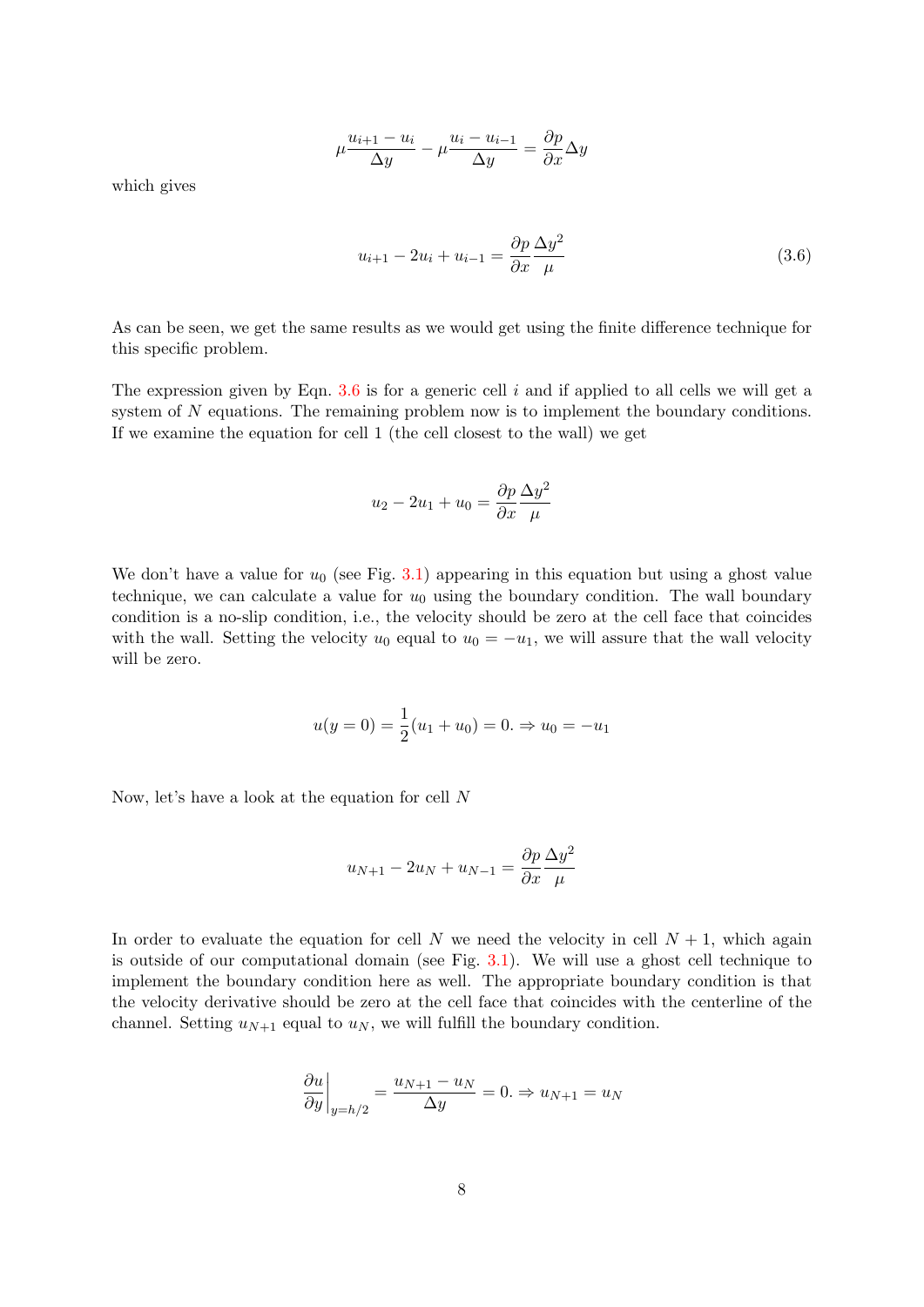$$\mu \frac{u_{i+1} - u_i}{\Delta y} - \mu \frac{u_i - u_{i-1}}{\Delta y} = \frac{\partial p}{\partial x} \Delta y$$

which gives

$$u_{i+1} - 2u_i + u_{i-1} = \frac{\partial p}{\partial x} \frac{\Delta y^2}{\mu} \tag{3.6}$$

As can be seen, we get the same results as we would get using the finite difference technique for this specific problem.

The expression given by Eqn. 3.6 is for a generic cell $i$ and if applied to all cells we will get a system of $N$ equations. The remaining problem now is to implement the boundary conditions. If we examine the equation for cell 1 (the cell closest to the wall) we get

$$u_2 - 2u_1 + u_0 = \frac{\partial p}{\partial x} \frac{\Delta y^2}{\mu}$$

We don't have a value for $u_0$ (see Fig. 3.1) appearing in this equation but using a ghost value technique, we can calculate a value for $u_0$ using the boundary condition. The wall boundary condition is a no-slip condition, i.e., the velocity should be zero at the cell face that coincides with the wall. Setting the velocity $u_0$ equal to $u_0 = -u_1$, we will assure that the wall velocity will be zero.

$$u(y = 0) = \frac{1}{2}(u_1 + u_0) = 0. \Rightarrow u_0 = -u_1$$

Now, let's have a look at the equation for cell $N$

$$u_{N+1} - 2u_N + u_{N-1} = \frac{\partial p}{\partial x} \frac{\Delta y^2}{\mu}$$

In order to evaluate the equation for cell $N$ we need the velocity in cell $N + 1$, which again is outside of our computational domain (see Fig. 3.1). We will use a ghost cell technique to implement the boundary condition here as well. The appropriate boundary condition is that the velocity derivative should be zero at the cell face that coincides with the centerline of the channel. Setting $u_{N+1}$ equal to $u_N$, we will fulfill the boundary condition.

$$\left. \frac{\partial u}{\partial y} \right|_{y=h/2} = \frac{u_{N+1} - u_N}{\Delta y} = 0. \Rightarrow u_{N+1} = u_N$$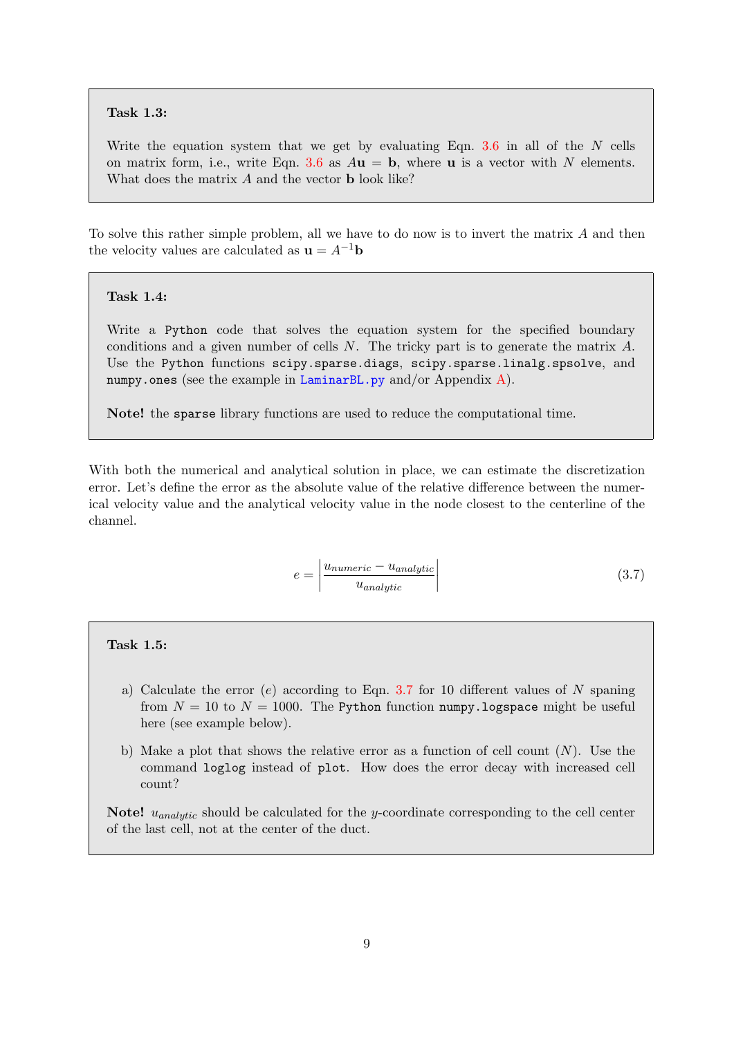> **Task 1.3:**
>
> Write the equation system that we get by evaluating Eqn. 3.6 in all of the $N$ cells on matrix form, i.e., write Eqn. 3.6 as $A\mathbf{u} = \mathbf{b}$, where $\mathbf{u}$ is a vector with $N$ elements. What does the matrix $A$ and the vector $\mathbf{b}$ look like?

To solve this rather simple problem, all we have to do now is to invert the matrix $A$ and then the velocity values are calculated as $\mathbf{u} = A^{-1}\mathbf{b}$

> **Task 1.4:**
>
> Write a `Python` code that solves the equation system for the specified boundary conditions and a given number of cells $N$. The tricky part is to generate the matrix $A$. Use the `Python` functions `scipy.sparse.diags`, `scipy.sparse.linalg.spsolve`, and `numpy.ones` (see the example in `LaminarBL.py` and/or Appendix A).
>
> **Note!** the `sparse` library functions are used to reduce the computational time.

With both the numerical and analytical solution in place, we can estimate the discretization error. Let's define the error as the absolute value of the relative difference between the numerical velocity value and the analytical velocity value in the node closest to the centerline of the channel.

$$e = \left| \frac{u_{numeric} - u_{analytic}}{u_{analytic}} \right| \tag{3.7}$$

> **Task 1.5:**
>
> a) Calculate the error ($e$) according to Eqn. 3.7 for 10 different values of $N$ spaning from $N = 10$ to $N = 1000$. The `Python` function `numpy.logspace` might be useful here (see example below).
>
> b) Make a plot that shows the relative error as a function of cell count ($N$). Use the command `loglog` instead of `plot`. How does the error decay with increased cell count?
>
> **Note!** $u_{analytic}$ should be calculated for the $y$-coordinate corresponding to the cell center of the last cell, not at the center of the duct.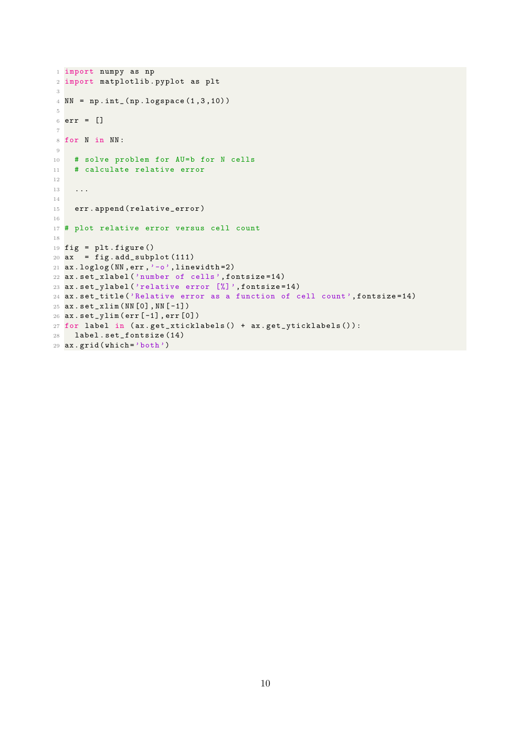```python
import numpy as np
import matplotlib.pyplot as plt

NN = np.int_(np.logspace(1,3,10))

err = []

for N in NN:

  # solve problem for AU=b for N cells
  # calculate relative error

  ...

  err.append(relative_error)

# plot relative error versus cell count

fig = plt.figure()
ax  = fig.add_subplot(111)
ax.loglog(NN,err,'-o',linewidth=2)
ax.set_xlabel('number of cells',fontsize=14)
ax.set_ylabel('relative error [%]',fontsize=14)
ax.set_title('Relative error as a function of cell count',fontsize=14)
ax.set_xlim(NN[0],NN[-1])
ax.set_ylim(err[-1],err[0])
for label in (ax.get_xticklabels() + ax.get_yticklabels()):
  label.set_fontsize(14)
ax.grid(which='both')
```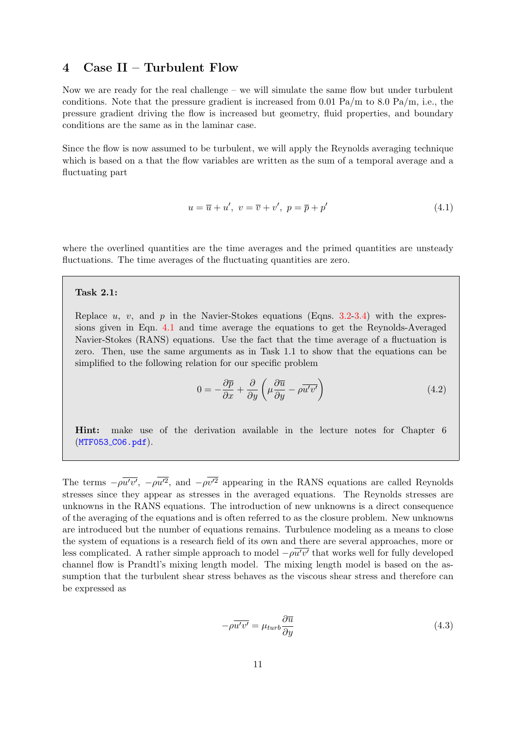# 4 Case II – Turbulent Flow

Now we are ready for the real challenge – we will simulate the same flow but under turbulent conditions. Note that the pressure gradient is increased from 0.01 Pa/m to 8.0 Pa/m, i.e., the pressure gradient driving the flow is increased but geometry, fluid properties, and boundary conditions are the same as in the laminar case.

Since the flow is now assumed to be turbulent, we will apply the Reynolds averaging technique which is based on a that the flow variables are written as the sum of a temporal average and a fluctuating part

$$u = \overline{u} + u', \;\; v = \overline{v} + v', \;\; p = \overline{p} + p' \tag{4.1}$$

where the overlined quantities are the time averages and the primed quantities are unsteady fluctuations. The time averages of the fluctuating quantities are zero.

> **Task 2.1:**
>
> Replace $u$, $v$, and $p$ in the Navier-Stokes equations (Eqns. 3.2-3.4) with the expressions given in Eqn. 4.1 and time average the equations to get the Reynolds-Averaged Navier-Stokes (RANS) equations. Use the fact that the time average of a fluctuation is zero. Then, use the same arguments as in Task 1.1 to show that the equations can be simplified to the following relation for our specific problem
>
> $$0 = -\frac{\partial \overline{p}}{\partial x} + \frac{\partial}{\partial y}\left(\mu \frac{\partial \overline{u}}{\partial y} - \rho \overline{u'v'}\right) \tag{4.2}$$
>
> **Hint:** make use of the derivation available in the lecture notes for Chapter 6 (MTF053_C06.pdf).

The terms $-\rho\overline{u'v'}$, $-\rho\overline{u'^2}$, and $-\rho\overline{v'^2}$ appearing in the RANS equations are called Reynolds stresses since they appear as stresses in the averaged equations. The Reynolds stresses are unknowns in the RANS equations. The introduction of new unknowns is a direct consequence of the averaging of the equations and is often referred to as the closure problem. New unknowns are introduced but the number of equations remains. Turbulence modeling as a means to close the system of equations is a research field of its own and there are several approaches, more or less complicated. A rather simple approach to model $-\rho\overline{u'v'}$ that works well for fully developed channel flow is Prandtl's mixing length model. The mixing length model is based on the assumption that the turbulent shear stress behaves as the viscous shear stress and therefore can be expressed as

$$-\rho\overline{u'v'} = \mu_{turb}\frac{\partial \overline{u}}{\partial y} \tag{4.3}$$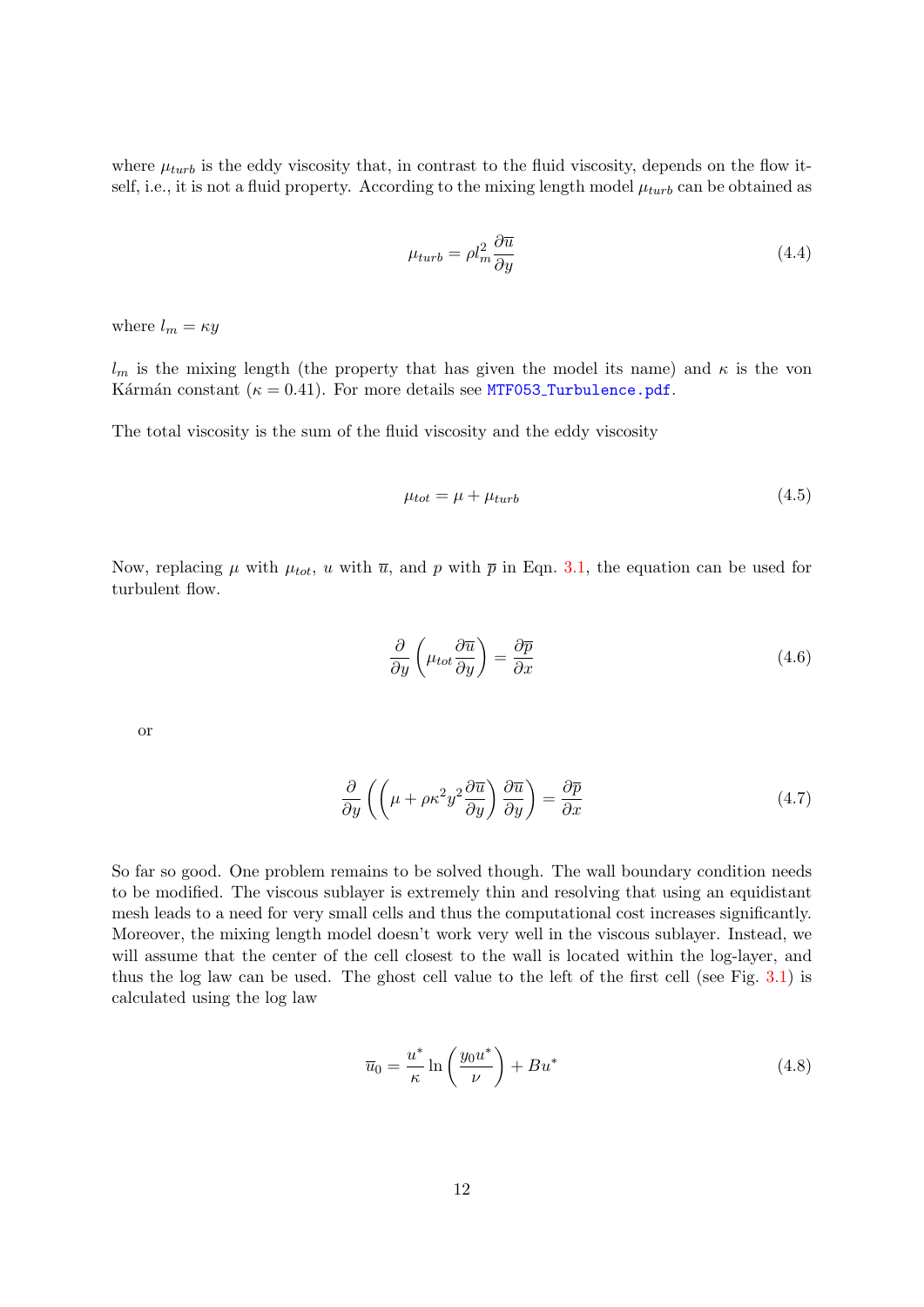where $\mu_{turb}$ is the eddy viscosity that, in contrast to the fluid viscosity, depends on the flow itself, i.e., it is not a fluid property. According to the mixing length model $\mu_{turb}$ can be obtained as

$$\mu_{turb} = \rho l_m^2 \frac{\partial \overline{u}}{\partial y} \tag{4.4}$$

where $l_m = \kappa y$

$l_m$ is the mixing length (the property that has given the model its name) and $\kappa$ is the von Kármán constant ($\kappa = 0.41$). For more details see MTF053_Turbulence.pdf.

The total viscosity is the sum of the fluid viscosity and the eddy viscosity

$$\mu_{tot} = \mu + \mu_{turb} \tag{4.5}$$

Now, replacing $\mu$ with $\mu_{tot}$, $u$ with $\overline{u}$, and $p$ with $\overline{p}$ in Eqn. 3.1, the equation can be used for turbulent flow.

$$\frac{\partial}{\partial y}\left(\mu_{tot}\frac{\partial \overline{u}}{\partial y}\right) = \frac{\partial \overline{p}}{\partial x} \tag{4.6}$$

or

$$\frac{\partial}{\partial y}\left(\left(\mu + \rho\kappa^2 y^2 \frac{\partial \overline{u}}{\partial y}\right)\frac{\partial \overline{u}}{\partial y}\right) = \frac{\partial \overline{p}}{\partial x} \tag{4.7}$$

So far so good. One problem remains to be solved though. The wall boundary condition needs to be modified. The viscous sublayer is extremely thin and resolving that using an equidistant mesh leads to a need for very small cells and thus the computational cost increases significantly. Moreover, the mixing length model doesn't work very well in the viscous sublayer. Instead, we will assume that the center of the cell closest to the wall is located within the log-layer, and thus the log law can be used. The ghost cell value to the left of the first cell (see Fig. 3.1) is calculated using the log law

$$\overline{u}_0 = \frac{u^*}{\kappa}\ln\left(\frac{y_0 u^*}{\nu}\right) + Bu^* \tag{4.8}$$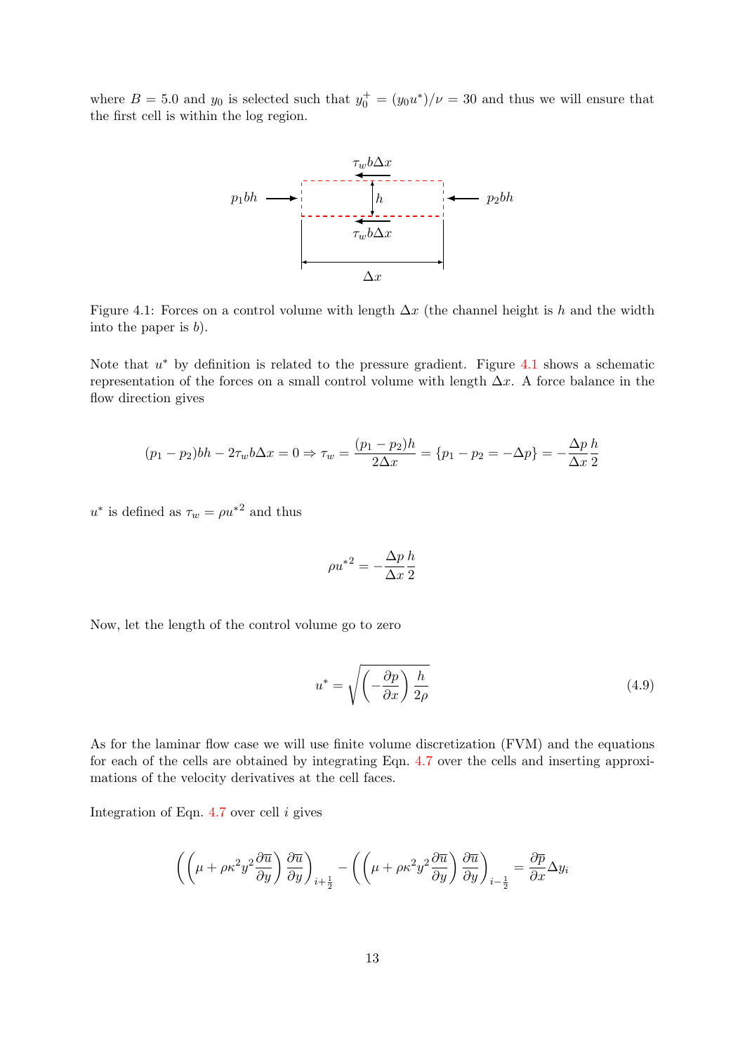where $B = 5.0$ and $y_0$ is selected such that $y_0^+ = (y_0 u^*)/\nu = 30$ and thus we will ensure that the first cell is within the log region.

Figure 4.1: Forces on a control volume with length $\Delta x$ (the channel height is $h$ and the width into the paper is $b$).

Note that $u^*$ by definition is related to the pressure gradient. Figure 4.1 shows a schematic representation of the forces on a small control volume with length $\Delta x$. A force balance in the flow direction gives

$$(p_1 - p_2)bh - 2\tau_w b\Delta x = 0 \Rightarrow \tau_w = \frac{(p_1 - p_2)h}{2\Delta x} = \{p_1 - p_2 = -\Delta p\} = -\frac{\Delta p}{\Delta x}\frac{h}{2}$$

$u^*$ is defined as $\tau_w = \rho {u^*}^2$ and thus

$$\rho {u^*}^2 = -\frac{\Delta p}{\Delta x}\frac{h}{2}$$

Now, let the length of the control volume go to zero

$$u^* = \sqrt{\left(-\frac{\partial p}{\partial x}\right)\frac{h}{2\rho}} \tag{4.9}$$

As for the laminar flow case we will use finite volume discretization (FVM) and the equations for each of the cells are obtained by integrating Eqn. 4.7 over the cells and inserting approximations of the velocity derivatives at the cell faces.

Integration of Eqn. 4.7 over cell $i$ gives

$$\left(\left(\mu + \rho\kappa^2 y^2 \frac{\partial \overline{u}}{\partial y}\right)\frac{\partial \overline{u}}{\partial y}\right)_{i+\frac{1}{2}} - \left(\left(\mu + \rho\kappa^2 y^2 \frac{\partial \overline{u}}{\partial y}\right)\frac{\partial \overline{u}}{\partial y}\right)_{i-\frac{1}{2}} = \frac{\partial \overline{p}}{\partial x}\Delta y_i$$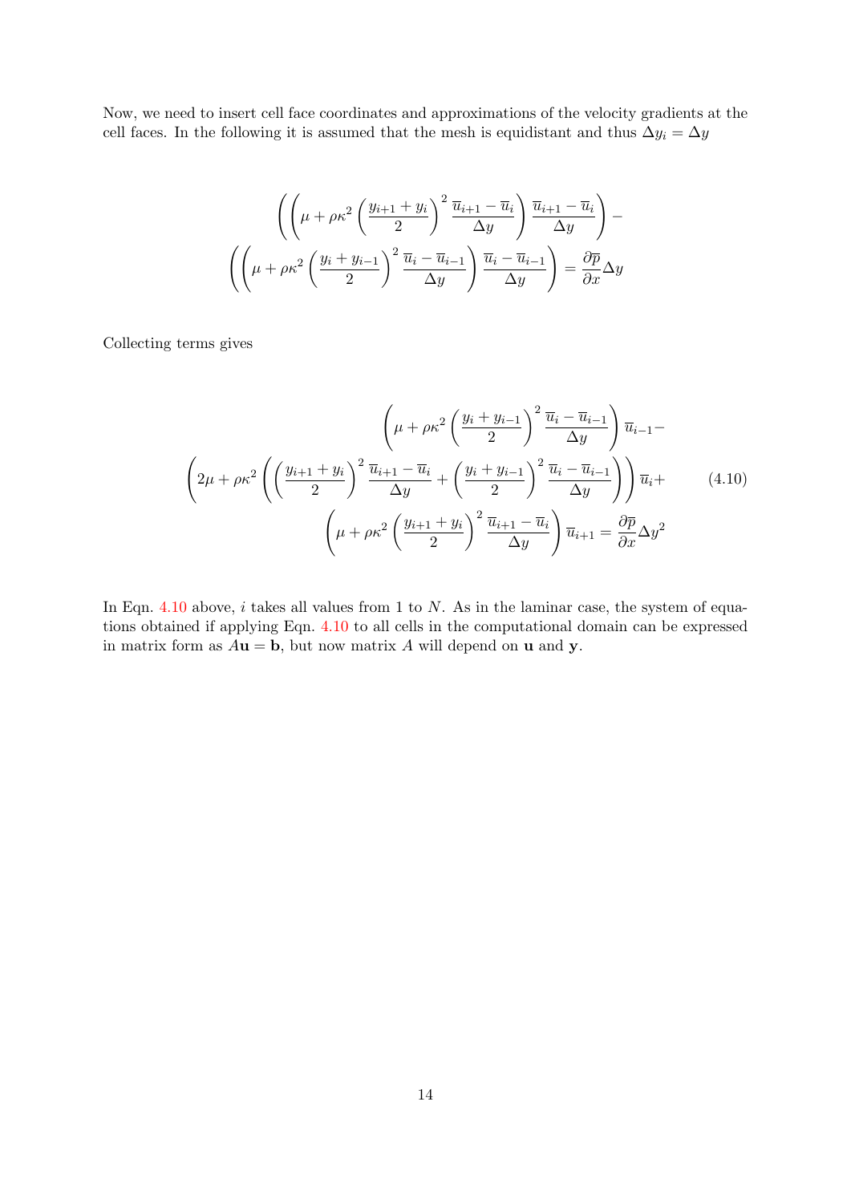Now, we need to insert cell face coordinates and approximations of the velocity gradients at the cell faces. In the following it is assumed that the mesh is equidistant and thus $\Delta y_i = \Delta y$

$$
\left(\left(\mu + \rho\kappa^2 \left(\frac{y_{i+1}+y_i}{2}\right)^2 \frac{\overline{u}_{i+1}-\overline{u}_i}{\Delta y}\right) \frac{\overline{u}_{i+1}-\overline{u}_i}{\Delta y}\right) -
\left(\left(\mu + \rho\kappa^2 \left(\frac{y_i+y_{i-1}}{2}\right)^2 \frac{\overline{u}_i-\overline{u}_{i-1}}{\Delta y}\right) \frac{\overline{u}_i-\overline{u}_{i-1}}{\Delta y}\right) = \frac{\partial \overline{p}}{\partial x}\Delta y
$$

Collecting terms gives

$$
\begin{aligned}
&\left(\mu + \rho\kappa^2 \left(\frac{y_i+y_{i-1}}{2}\right)^2 \frac{\overline{u}_i-\overline{u}_{i-1}}{\Delta y}\right)\overline{u}_{i-1} - \\
&\left(2\mu + \rho\kappa^2 \left(\left(\frac{y_{i+1}+y_i}{2}\right)^2 \frac{\overline{u}_{i+1}-\overline{u}_i}{\Delta y} + \left(\frac{y_i+y_{i-1}}{2}\right)^2 \frac{\overline{u}_i-\overline{u}_{i-1}}{\Delta y}\right)\right)\overline{u}_i + \\
&\left(\mu + \rho\kappa^2 \left(\frac{y_{i+1}+y_i}{2}\right)^2 \frac{\overline{u}_{i+1}-\overline{u}_i}{\Delta y}\right)\overline{u}_{i+1} = \frac{\partial \overline{p}}{\partial x}\Delta y^2
\end{aligned}
\tag{4.10}
$$

In Eqn. 4.10 above, $i$ takes all values from 1 to $N$. As in the laminar case, the system of equations obtained if applying Eqn. 4.10 to all cells in the computational domain can be expressed in matrix form as $A\mathbf{u} = \mathbf{b}$, but now matrix $A$ will depend on $\mathbf{u}$ and $\mathbf{y}$.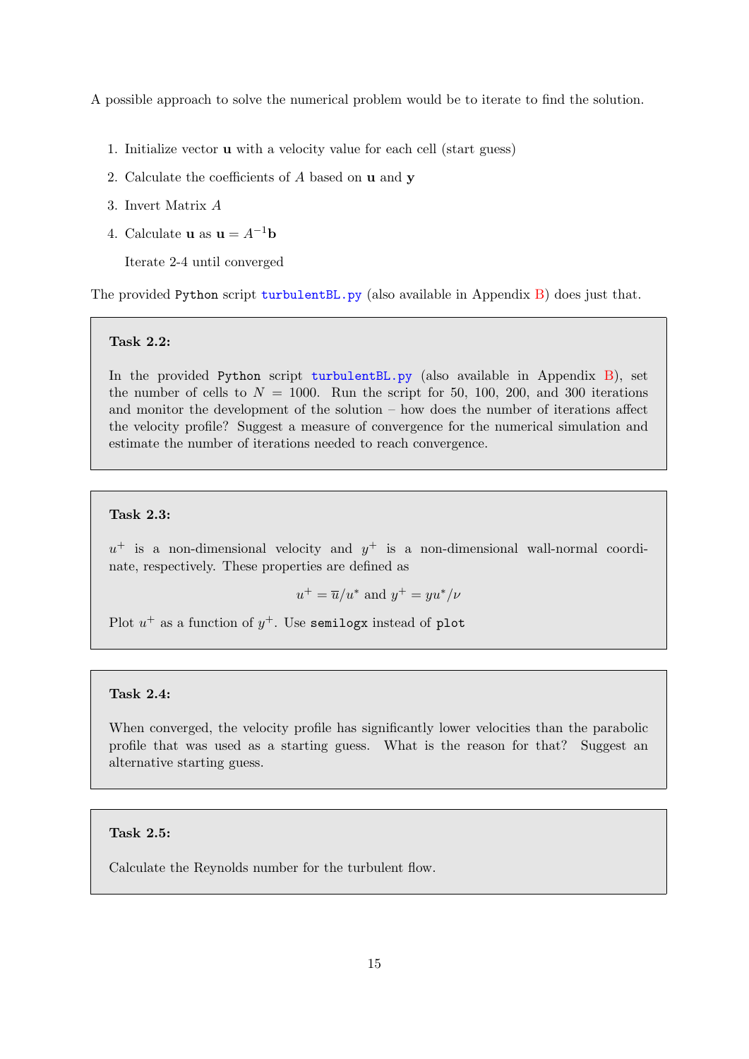A possible approach to solve the numerical problem would be to iterate to find the solution.

1. Initialize vector $\mathbf{u}$ with a velocity value for each cell (start guess)
2. Calculate the coefficients of $A$ based on $\mathbf{u}$ and $\mathbf{y}$
3. Invert Matrix $A$
4. Calculate $\mathbf{u}$ as $\mathbf{u} = A^{-1}\mathbf{b}$

   Iterate 2-4 until converged

The provided `Python` script `turbulentBL.py` (also available in Appendix B) does just that.

> **Task 2.2:**
>
> In the provided `Python` script `turbulentBL.py` (also available in Appendix B), set the number of cells to $N = 1000$. Run the script for 50, 100, 200, and 300 iterations and monitor the development of the solution – how does the number of iterations affect the velocity profile? Suggest a measure of convergence for the numerical simulation and estimate the number of iterations needed to reach convergence.

> **Task 2.3:**
>
> $u^+$ is a non-dimensional velocity and $y^+$ is a non-dimensional wall-normal coordinate, respectively. These properties are defined as
>
> $$u^+ = \overline{u}/u^* \text{ and } y^+ = yu^*/\nu$$
>
> Plot $u^+$ as a function of $y^+$. Use `semilogx` instead of `plot`

> **Task 2.4:**
>
> When converged, the velocity profile has significantly lower velocities than the parabolic profile that was used as a starting guess. What is the reason for that? Suggest an alternative starting guess.

> **Task 2.5:**
>
> Calculate the Reynolds number for the turbulent flow.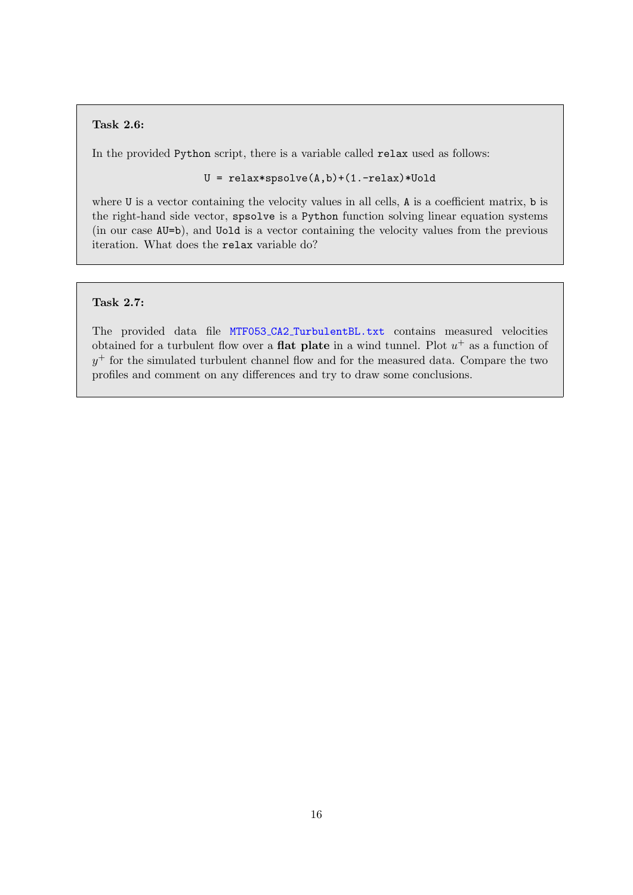**Task 2.6:**

In the provided `Python` script, there is a variable called `relax` used as follows:

```
U = relax*spsolve(A,b)+(1.-relax)*Uold
```

where `U` is a vector containing the velocity values in all cells, `A` is a coefficient matrix, `b` is the right-hand side vector, `spsolve` is a `Python` function solving linear equation systems (in our case `AU=b`), and `Uold` is a vector containing the velocity values from the previous iteration. What does the `relax` variable do?

**Task 2.7:**

The provided data file MTF053_CA2_TurbulentBL.txt contains measured velocities obtained for a turbulent flow over a **flat plate** in a wind tunnel. Plot $u^+$ as a function of $y^+$ for the simulated turbulent channel flow and for the measured data. Compare the two profiles and comment on any differences and try to draw some conclusions.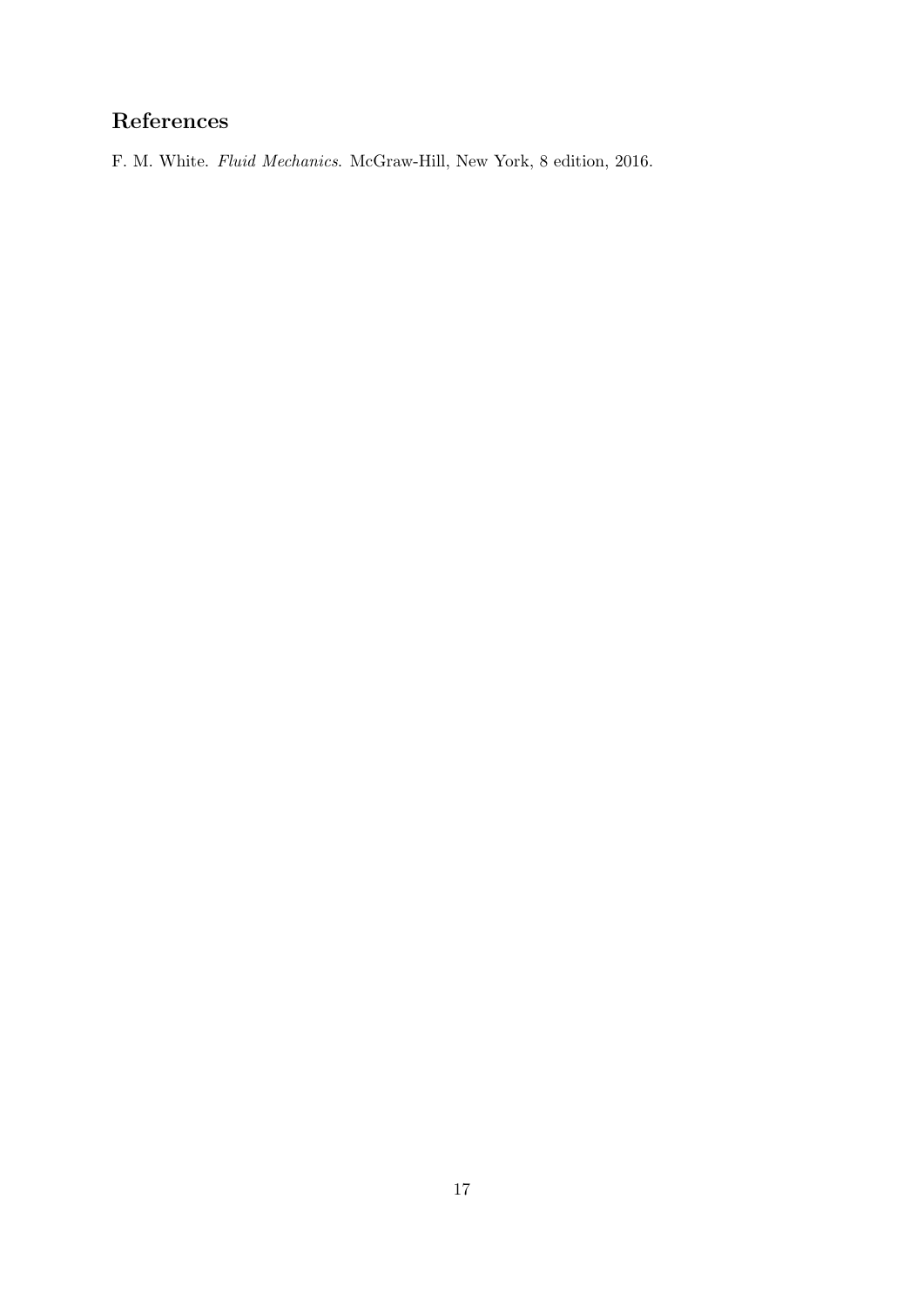## References

F. M. White. *Fluid Mechanics*. McGraw-Hill, New York, 8 edition, 2016.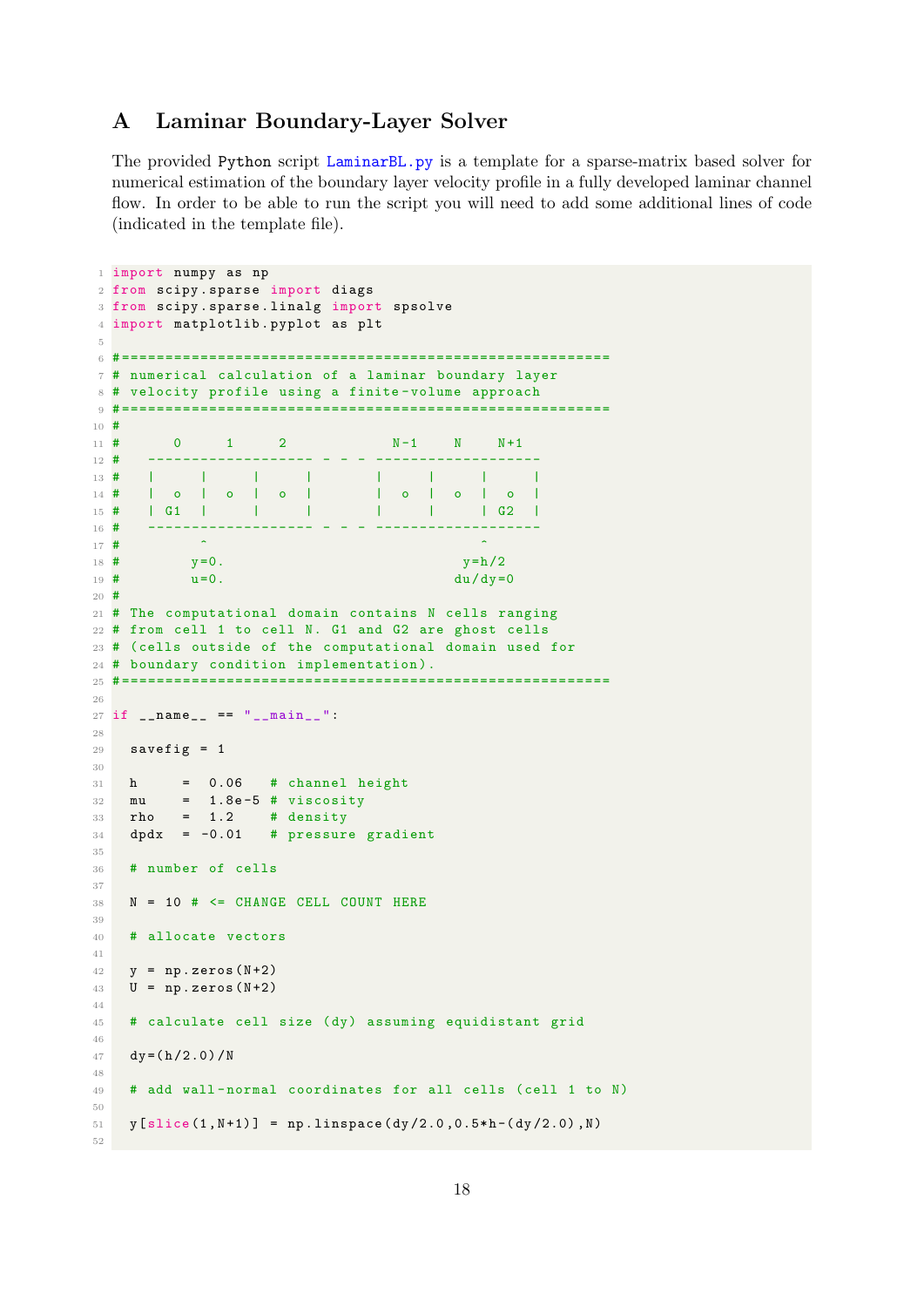## A Laminar Boundary-Layer Solver

The provided Python script LaminarBL.py is a template for a sparse-matrix based solver for numerical estimation of the boundary layer velocity profile in a fully developed laminar channel flow. In order to be able to run the script you will need to add some additional lines of code (indicated in the template file).

```python
import numpy as np
from scipy.sparse import diags
from scipy.sparse.linalg import spsolve
import matplotlib.pyplot as plt

#========================================================
# numerical calculation of a laminar boundary layer
# velocity profile using a finite-volume approach
#========================================================
#
#      0     1     2            N-1    N    N+1
#   ------------------- - - - -------------------
#   |     |     |     |       |     |     |     |
#   |  o  |  o  |  o  |       |  o  |  o  |  o  |
#   | G1  |     |     |       |     |     | G2  |
#   ------------------- - - - -------------------
#         ^                                ^
#        y=0.                            y=h/2
#        u=0.                           du/dy=0
#
# The computational domain contains N cells ranging
# from cell 1 to cell N. G1 and G2 are ghost cells
# (cells outside of the computational domain used for
# boundary condition implementation).
#========================================================

if __name__ == "__main__":

  savefig = 1

  h     =  0.06   # channel height
  mu    =  1.8e-5 # viscosity
  rho   =  1.2    # density
  dpdx  = -0.01   # pressure gradient

  # number of cells

  N = 10 # <= CHANGE CELL COUNT HERE

  # allocate vectors

  y = np.zeros(N+2)
  U = np.zeros(N+2)

  # calculate cell size (dy) assuming equidistant grid

  dy=(h/2.0)/N

  # add wall-normal coordinates for all cells (cell 1 to N)

  y[slice(1,N+1)] = np.linspace(dy/2.0,0.5*h-(dy/2.0),N)

```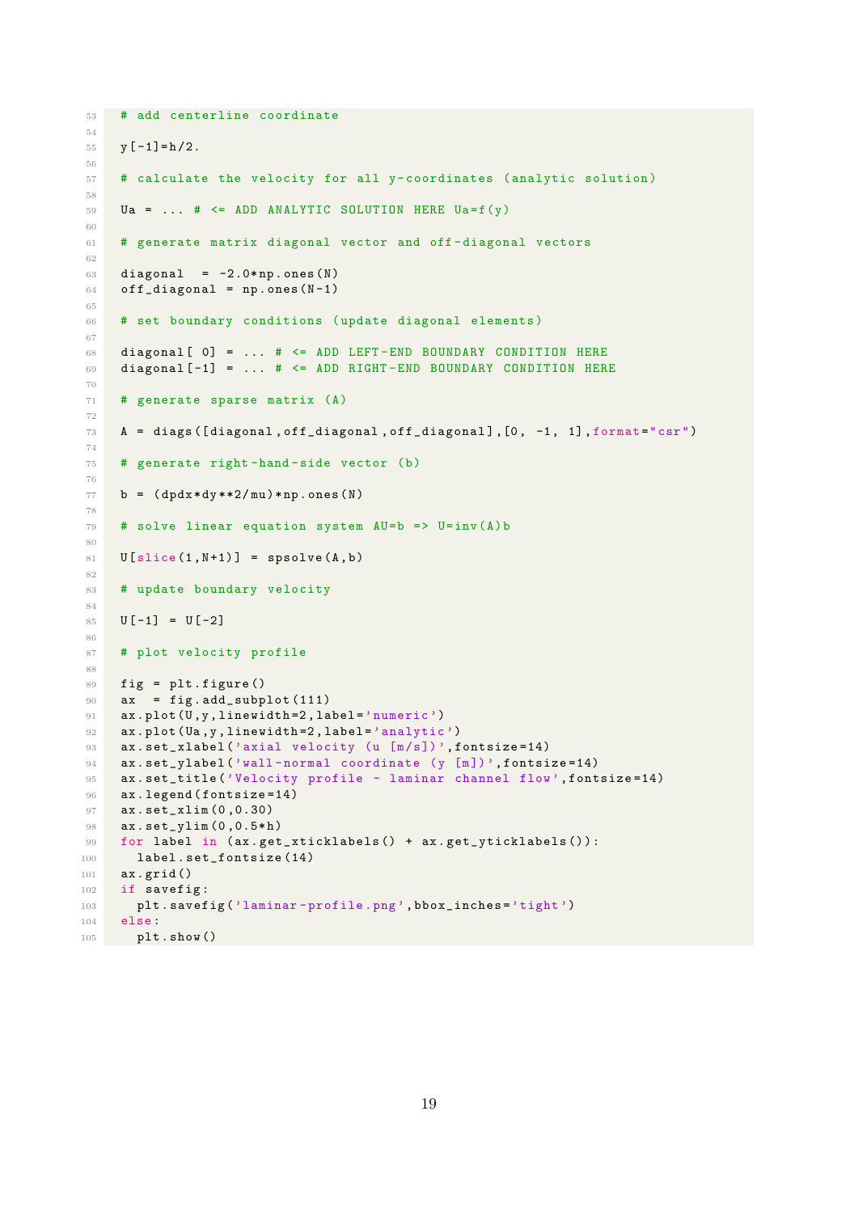```
  # add centerline coordinate

  y[-1]=h/2.

  # calculate the velocity for all y-coordinates (analytic solution)

  Ua = ... # <= ADD ANALYTIC SOLUTION HERE Ua=f(y)

  # generate matrix diagonal vector and off-diagonal vectors

  diagonal  = -2.0*np.ones(N)
  off_diagonal = np.ones(N-1)

  # set boundary conditions (update diagonal elements)

  diagonal[ 0] = ... # <= ADD LEFT-END BOUNDARY CONDITION HERE
  diagonal[-1] = ... # <= ADD RIGHT-END BOUNDARY CONDITION HERE

  # generate sparse matrix (A)

  A = diags([diagonal,off_diagonal,off_diagonal],[0, -1, 1],format="csr")

  # generate right-hand-side vector (b)

  b = (dpdx*dy**2/mu)*np.ones(N)

  # solve linear equation system AU=b => U=inv(A)b

  U[slice(1,N+1)] = spsolve(A,b)

  # update boundary velocity

  U[-1] = U[-2]

  # plot velocity profile

  fig = plt.figure()
  ax  = fig.add_subplot(111)
  ax.plot(U,y,linewidth=2,label='numeric')
  ax.plot(Ua,y,linewidth=2,label='analytic')
  ax.set_xlabel('axial velocity (u [m/s])',fontsize=14)
  ax.set_ylabel('wall-normal coordinate (y [m])',fontsize=14)
  ax.set_title('Velocity profile - laminar channel flow',fontsize=14)
  ax.legend(fontsize=14)
  ax.set_xlim(0,0.30)
  ax.set_ylim(0,0.5*h)
  for label in (ax.get_xticklabels() + ax.get_yticklabels()):
    label.set_fontsize(14)
  ax.grid()
  if savefig:
    plt.savefig('laminar-profile.png',bbox_inches='tight')
  else:
    plt.show()
```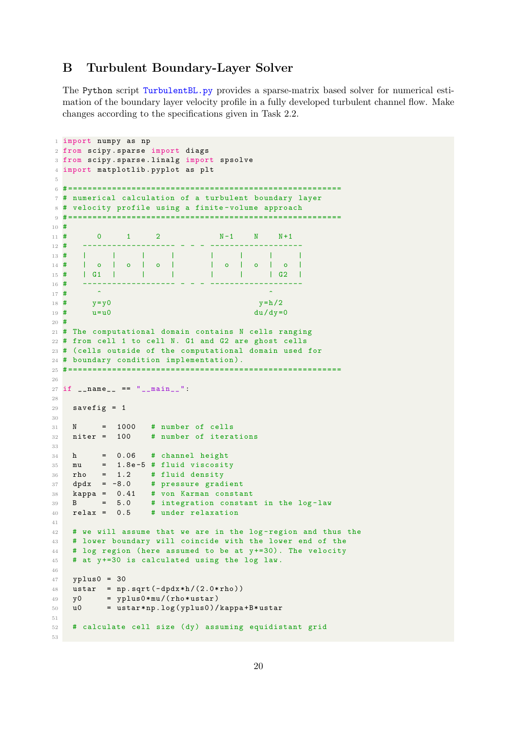## B Turbulent Boundary-Layer Solver

The Python script TurbulentBL.py provides a sparse-matrix based solver for numerical estimation of the boundary layer velocity profile in a fully developed turbulent channel flow. Make changes according to the specifications given in Task 2.2.

```
import numpy as np
from scipy.sparse import diags
from scipy.sparse.linalg import spsolve
import matplotlib.pyplot as plt

#=======================================================
# numerical calculation of a turbulent boundary layer
# velocity profile using a finite-volume approach
#=======================================================
#
#      0     1     2            N-1    N    N+1
#   ------------------ - - - ------------------
#   |     |     |     |       |     |     |     |
#   |  o  |  o  |  o  |       |  o  |  o  |  o  |
#   | G1  |     |     |       |     |     | G2  |
#   ------------------ - - - ------------------
#      ^                                   ^
#     y=y0                               y=h/2
#     u=u0                              du/dy=0
#
# The computational domain contains N cells ranging
# from cell 1 to cell N. G1 and G2 are ghost cells
# (cells outside of the computational domain used for
# boundary condition implementation).
#=======================================================

if __name__ == "__main__":

  savefig = 1

  N     =  1000   # number of cells
  niter =  100    # number of iterations

  h     =  0.06   # channel height
  mu    =  1.8e-5 # fluid viscosity
  rho   =  1.2    # fluid density
  dpdx  = -8.0    # pressure gradient
  kappa =  0.41   # von Karman constant
  B     =  5.0    # integration constant in the log-law
  relax =  0.5    # under relaxation

  # we will assume that we are in the log-region and thus the
  # lower boundary will coincide with the lower end of the
  # log region (here assumed to be at y+=30). The velocity
  # at y+=30 is calculated using the log law.

  yplus0 = 30
  ustar  = np.sqrt(-dpdx*h/(2.0*rho))
  y0     = yplus0*mu/(rho*ustar)
  u0     = ustar*np.log(yplus0)/kappa+B*ustar

  # calculate cell size (dy) assuming equidistant grid

```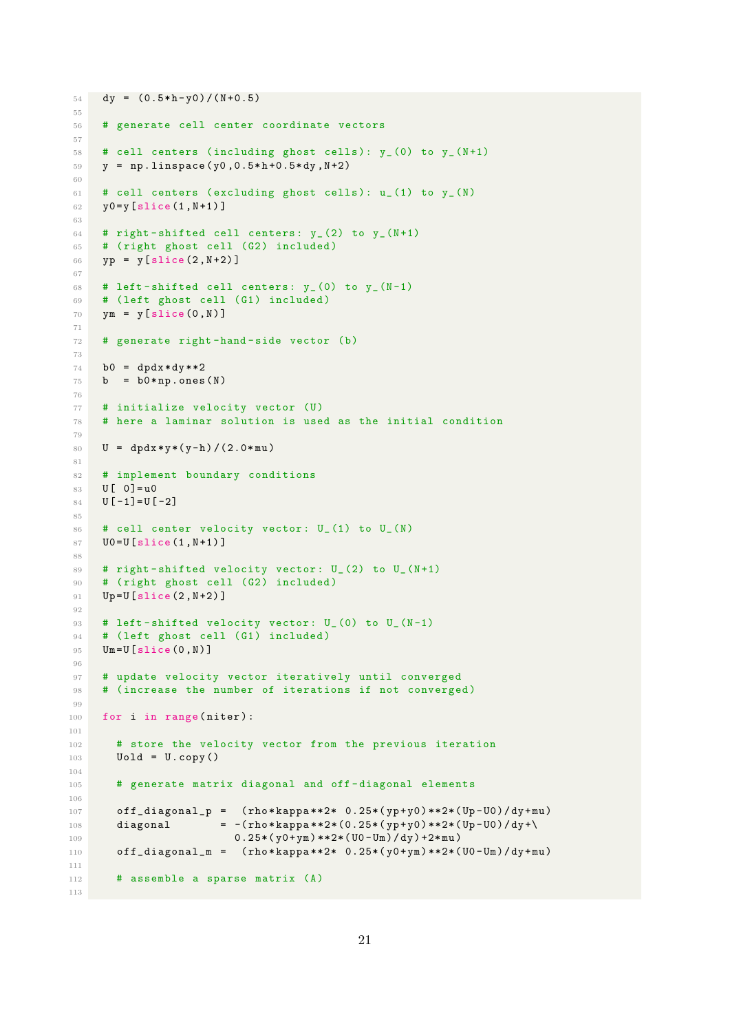```
dy = (0.5*h-y0)/(N+0.5)

# generate cell center coordinate vectors

# cell centers (including ghost cells): y_(0) to y_(N+1)
y = np.linspace(y0,0.5*h+0.5*dy,N+2)

# cell centers (excluding ghost cells): u_(1) to y_(N)
y0=y[slice(1,N+1)]

# right-shifted cell centers: y_(2) to y_(N+1)
# (right ghost cell (G2) included)
yp = y[slice(2,N+2)]

# left-shifted cell centers: y_(0) to y_(N-1)
# (left ghost cell (G1) included)
ym = y[slice(0,N)]

# generate right-hand-side vector (b)

b0 = dpdx*dy**2
b  = b0*np.ones(N)

# initialize velocity vector (U)
# here a laminar solution is used as the initial condition

U = dpdx*y*(y-h)/(2.0*mu)

# implement boundary conditions
U[ 0]=u0
U[-1]=U[-2]

# cell center velocity vector: U_(1) to U_(N)
U0=U[slice(1,N+1)]

# right-shifted velocity vector: U_(2) to U_(N+1)
# (right ghost cell (G2) included)
Up=U[slice(2,N+2)]

# left-shifted velocity vector: U_(0) to U_(N-1)
# (left ghost cell (G1) included)
Um=U[slice(0,N)]

# update velocity vector iteratively until converged
# (increase the number of iterations if not converged)

for i in range(niter):

  # store the velocity vector from the previous iteration
  Uold = U.copy()

  # generate matrix diagonal and off-diagonal elements

  off_diagonal_p =  (rho*kappa**2* 0.25*(yp+y0)**2*(Up-U0)/dy+mu)
  diagonal       = -(rho*kappa**2*(0.25*(yp+y0)**2*(Up-U0)/dy+\
                   0.25*(y0+ym)**2*(U0-Um)/dy)+2*mu)
  off_diagonal_m =  (rho*kappa**2* 0.25*(y0+ym)**2*(U0-Um)/dy+mu)

  # assemble a sparse matrix (A)

```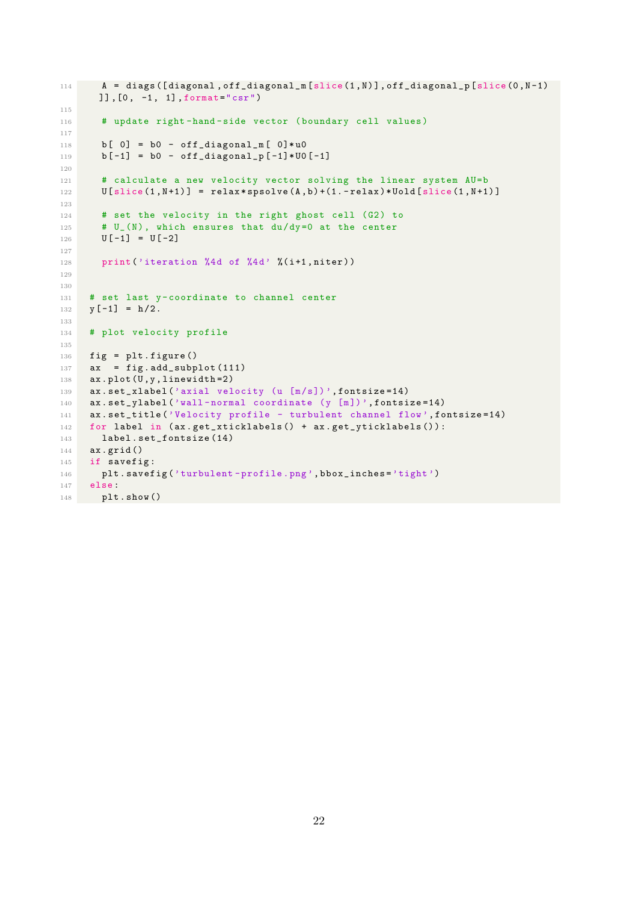```
    A = diags([diagonal,off_diagonal_m[slice(1,N)],off_diagonal_p[slice(0,N-1)
    ]],[0, -1, 1],format="csr")

    # update right-hand-side vector (boundary cell values)

    b[ 0] = b0 - off_diagonal_m[ 0]*u0
    b[-1] = b0 - off_diagonal_p[-1]*U0[-1]

    # calculate a new velocity vector solving the linear system AU=b
    U[slice(1,N+1)] = relax*spsolve(A,b)+(1.-relax)*Uold[slice(1,N+1)]

    # set the velocity in the right ghost cell (G2) to
    # U_(N), which ensures that du/dy=0 at the center
    U[-1] = U[-2]

    print('iteration %4d of %4d' %(i+1,niter))


  # set last y-coordinate to channel center
  y[-1] = h/2.

  # plot velocity profile

  fig = plt.figure()
  ax  = fig.add_subplot(111)
  ax.plot(U,y,linewidth=2)
  ax.set_xlabel('axial velocity (u [m/s])',fontsize=14)
  ax.set_ylabel('wall-normal coordinate (y [m])',fontsize=14)
  ax.set_title('Velocity profile - turbulent channel flow',fontsize=14)
  for label in (ax.get_xticklabels() + ax.get_yticklabels()):
    label.set_fontsize(14)
  ax.grid()
  if savefig:
    plt.savefig('turbulent-profile.png',bbox_inches='tight')
  else:
    plt.show()
```